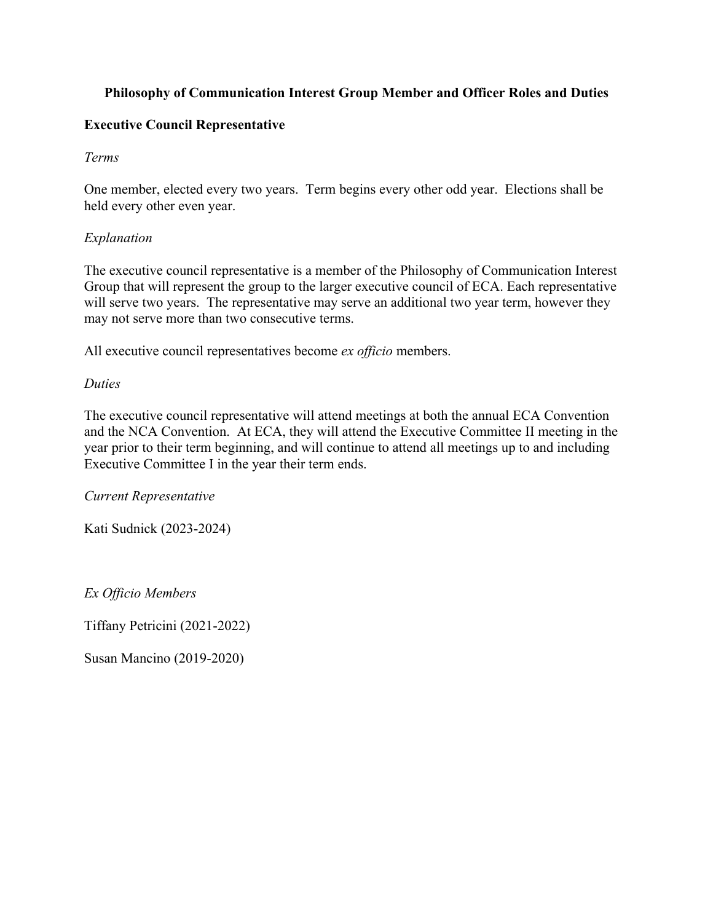# Philosophy of Communication Interest Group Member and Officer Roles and Duties

## Executive Council Representative

*Terms*

One member, elected every two years. Term begins every other odd year. Elections shall be held every other even year.

*Explanation*

The executive council representative is a member of the Philosophy of Communication Interest Group that will represent the group to the larger executive council of ECA. Each representative will serve two years. The representative may serve an additional two year term, however they may not serve more than two consecutive terms.

All executive council representatives become *ex officio* members.

*Duties*

The executive council representative will attend meetings at both the annual ECA Convention and the NCA Convention. At ECA, they will attend the Executive Committee II meeting in the year prior to their term beginning, and will continue to attend all meetings up to and including Executive Committee I in the year their term ends.

*Current Representative*

Kati Sudnick (2023-2024)

*Ex Officio Members*

Tiffany Petricini (2021-2022)

Susan Mancino (2019-2020)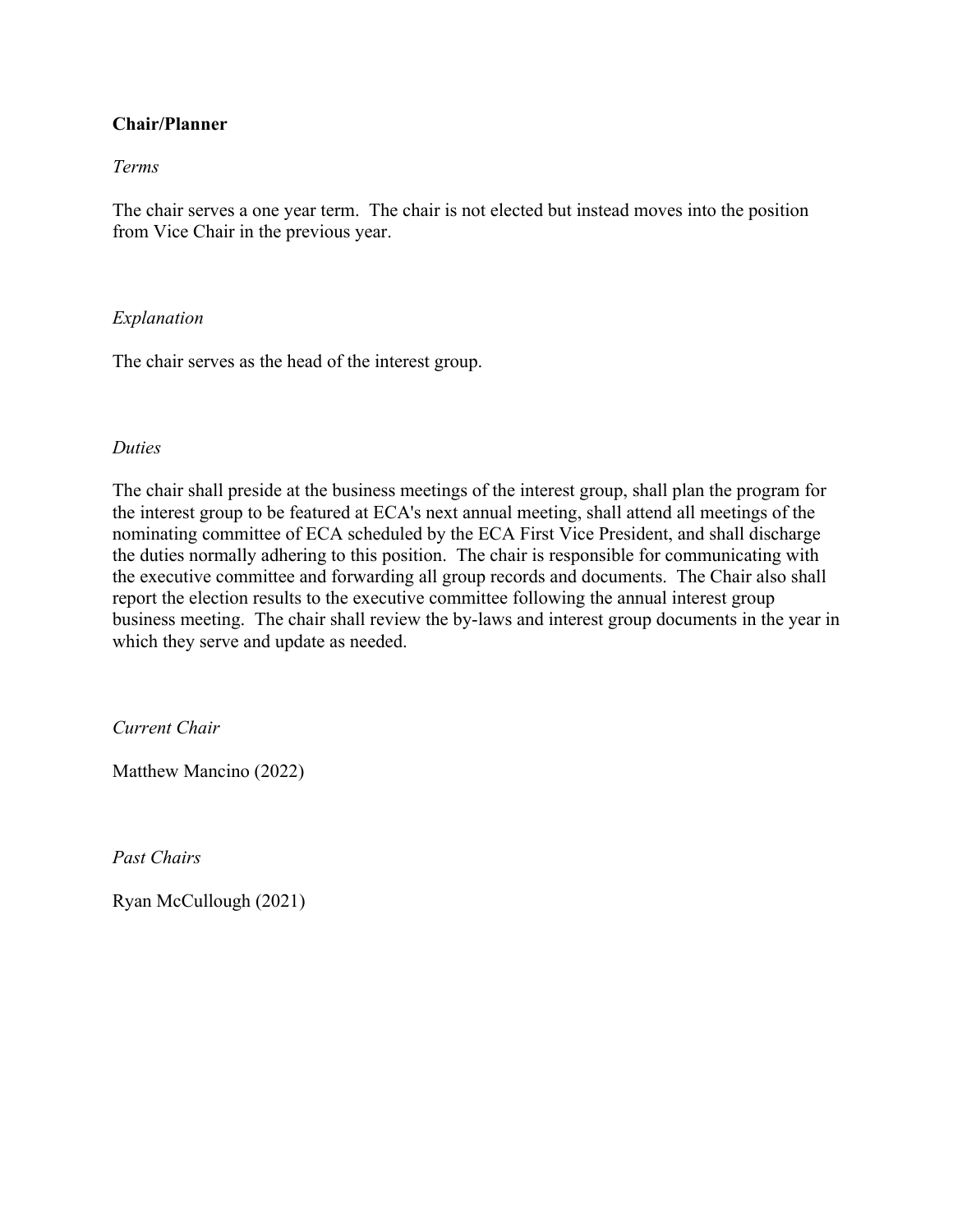**Chair/Planner**

*Terms*

The chair serves a one year term.  The chair is not elected but instead moves into the position from Vice Chair in the previous year.

*Explanation*

The chair serves as the head of the interest group.

*Duties*

The chair shall preside at the business meetings of the interest group, shall plan the program for the interest group to be featured at ECA's next annual meeting, shall attend all meetings of the nominating committee of ECA scheduled by the ECA First Vice President, and shall discharge the duties normally adhering to this position.  The chair is responsible for communicating with the executive committee and forwarding all group records and documents.  The Chair also shall report the election results to the executive committee following the annual interest group business meeting.  The chair shall review the by-laws and interest group documents in the year in which they serve and update as needed.

*Current Chair*

Matthew Mancino (2022)

*Past Chairs*

Ryan McCullough (2021)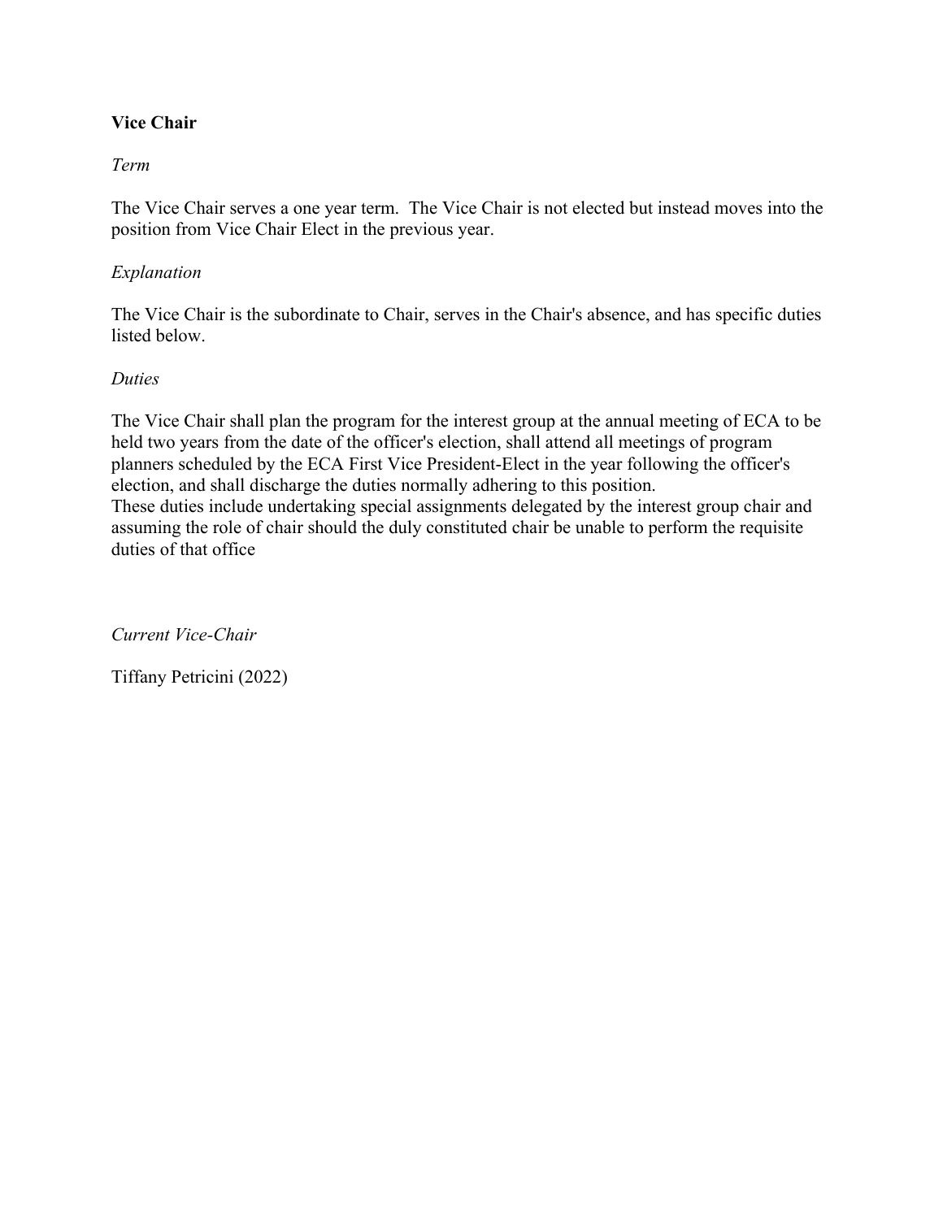**Vice Chair**

*Term*

The Vice Chair serves a one year term.  The Vice Chair is not elected but instead moves into the position from Vice Chair Elect in the previous year.

*Explanation*

The Vice Chair is the subordinate to Chair, serves in the Chair's absence, and has specific duties listed below.

*Duties*

The Vice Chair shall plan the program for the interest group at the annual meeting of ECA to be held two years from the date of the officer's election, shall attend all meetings of program planners scheduled by the ECA First Vice President-Elect in the year following the officer's election, and shall discharge the duties normally adhering to this position.
These duties include undertaking special assignments delegated by the interest group chair and assuming the role of chair should the duly constituted chair be unable to perform the requisite duties of that office

*Current Vice-Chair*

Tiffany Petricini (2022)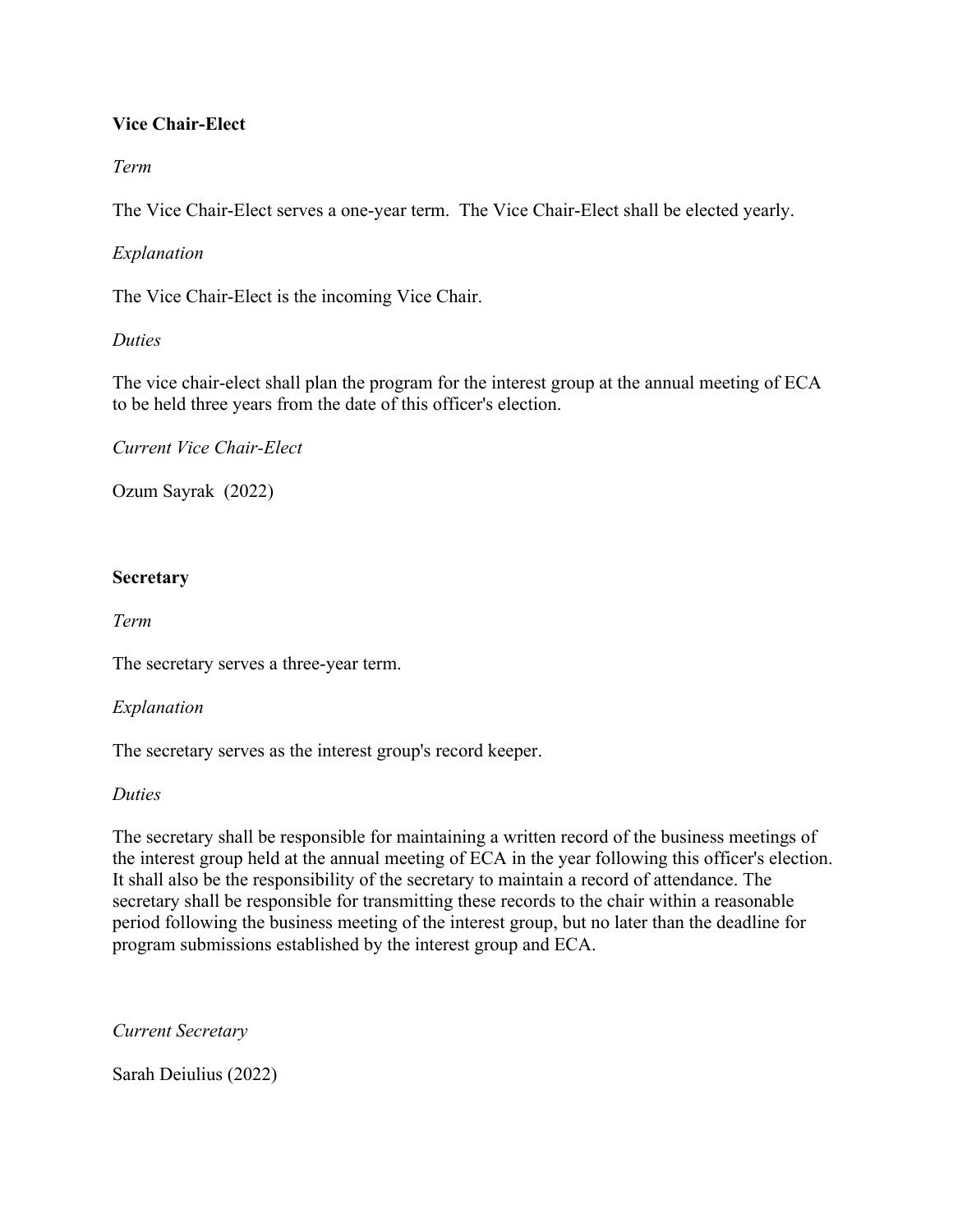**Vice Chair-Elect**

*Term*

The Vice Chair-Elect serves a one-year term. The Vice Chair-Elect shall be elected yearly.

*Explanation*

The Vice Chair-Elect is the incoming Vice Chair.

*Duties*

The vice chair-elect shall plan the program for the interest group at the annual meeting of ECA to be held three years from the date of this officer's election.

*Current Vice Chair-Elect*

Ozum Sayrak (2022)

**Secretary**

*Term*

The secretary serves a three-year term.

*Explanation*

The secretary serves as the interest group's record keeper.

*Duties*

The secretary shall be responsible for maintaining a written record of the business meetings of the interest group held at the annual meeting of ECA in the year following this officer's election. It shall also be the responsibility of the secretary to maintain a record of attendance. The secretary shall be responsible for transmitting these records to the chair within a reasonable period following the business meeting of the interest group, but no later than the deadline for program submissions established by the interest group and ECA.

*Current Secretary*

Sarah Deiulius (2022)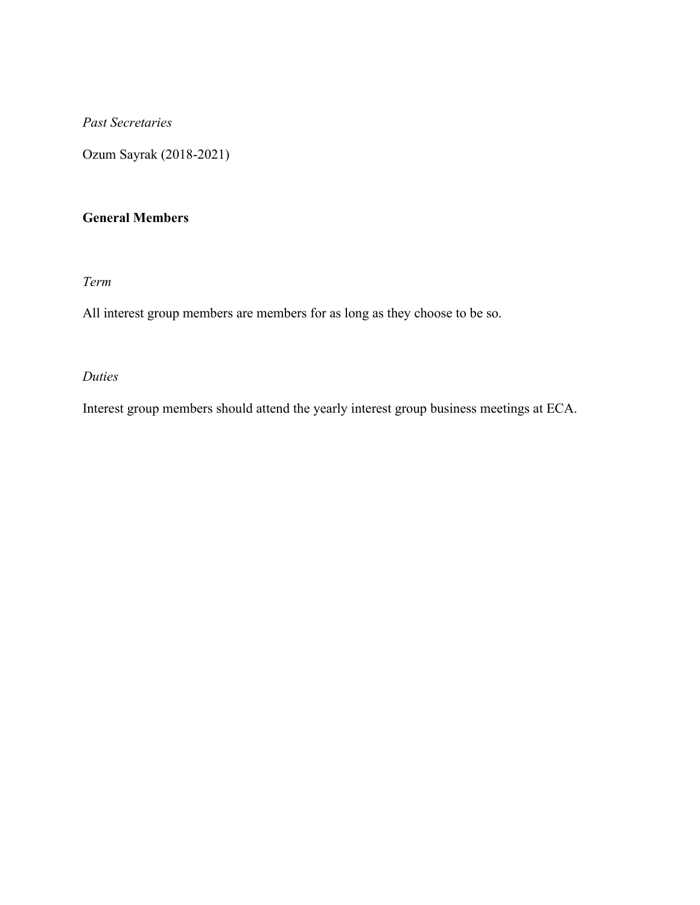*Past Secretaries*

Ozum Sayrak (2018-2021)

**General Members**

*Term*

All interest group members are members for as long as they choose to be so.

*Duties*

Interest group members should attend the yearly interest group business meetings at ECA.